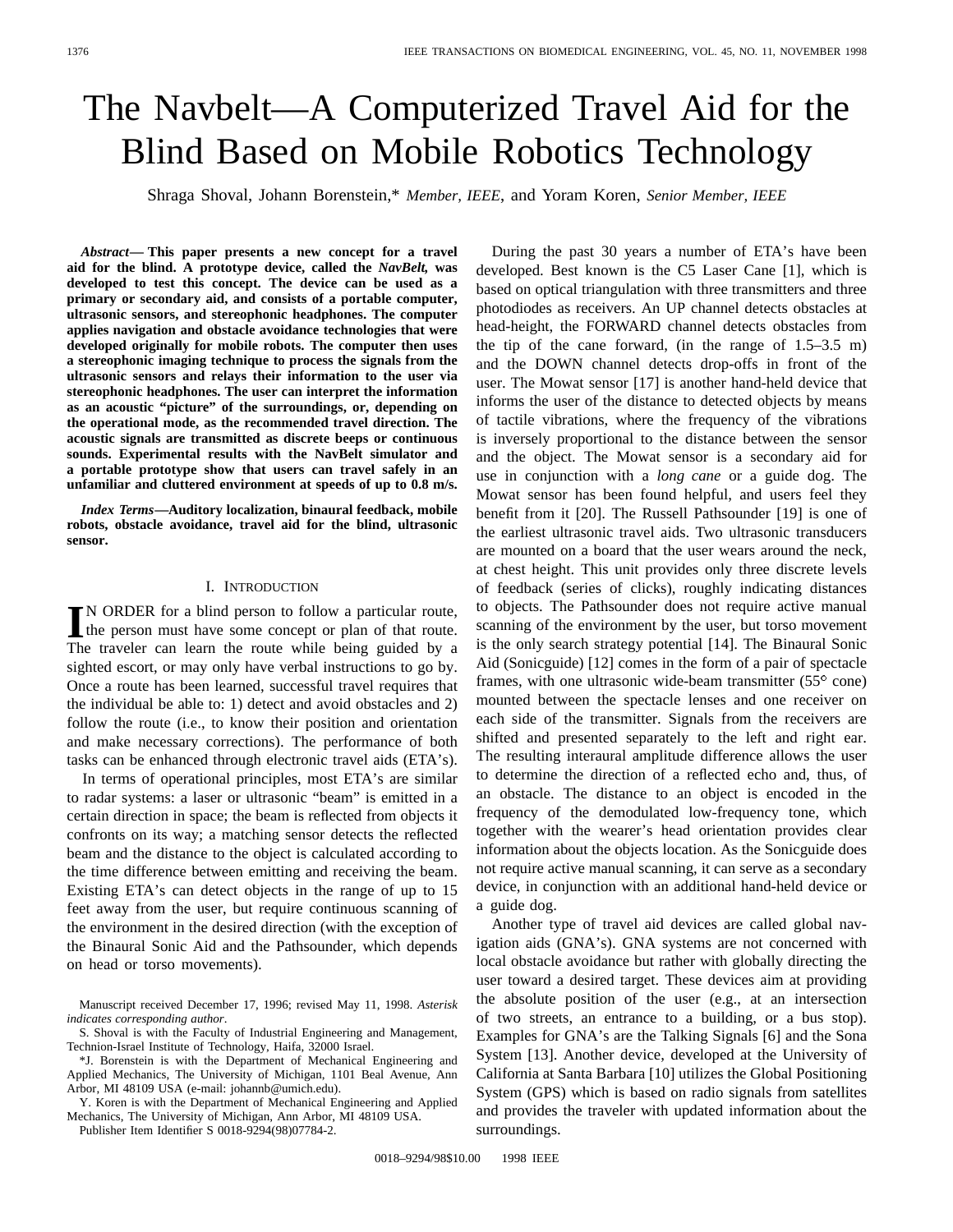# The Navbelt—A Computerized Travel Aid for the Blind Based on Mobile Robotics Technology

Shraga Shoval, Johann Borenstein,* *Member, IEEE*, and Yoram Koren, *Senior Member, IEEE*

***Abstract*— This paper presents a new concept for a travel aid for the blind. A prototype device, called the *NavBelt,* was developed to test this concept. The device can be used as a primary or secondary aid, and consists of a portable computer, ultrasonic sensors, and stereophonic headphones. The computer applies navigation and obstacle avoidance technologies that were developed originally for mobile robots. The computer then uses a stereophonic imaging technique to process the signals from the ultrasonic sensors and relays their information to the user via stereophonic headphones. The user can interpret the information as an acoustic "picture" of the surroundings, or, depending on the operational mode, as the recommended travel direction. The acoustic signals are transmitted as discrete beeps or continuous sounds. Experimental results with the NavBelt simulator and a portable prototype show that users can travel safely in an unfamiliar and cluttered environment at speeds of up to 0.8 m/s.**

***Index Terms*—Auditory localization, binaural feedback, mobile robots, obstacle avoidance, travel aid for the blind, ultrasonic sensor.**

## I. Introduction

IN ORDER for a blind person to follow a particular route, the person must have some concept or plan of that route. The traveler can learn the route while being guided by a sighted escort, or may only have verbal instructions to go by. Once a route has been learned, successful travel requires that the individual be able to: 1) detect and avoid obstacles and 2) follow the route (i.e., to know their position and orientation and make necessary corrections). The performance of both tasks can be enhanced through electronic travel aids (ETA's).

In terms of operational principles, most ETA's are similar to radar systems: a laser or ultrasonic "beam" is emitted in a certain direction in space; the beam is reflected from objects it confronts on its way; a matching sensor detects the reflected beam and the distance to the object is calculated according to the time difference between emitting and receiving the beam. Existing ETA's can detect objects in the range of up to 15 feet away from the user, but require continuous scanning of the environment in the desired direction (with the exception of the Binaural Sonic Aid and the Pathsounder, which depends on head or torso movements).

During the past 30 years a number of ETA's have been developed. Best known is the C5 Laser Cane [1], which is based on optical triangulation with three transmitters and three photodiodes as receivers. An UP channel detects obstacles at head-height, the FORWARD channel detects obstacles from the tip of the cane forward, (in the range of 1.5–3.5 m) and the DOWN channel detects drop-offs in front of the user. The Mowat sensor [17] is another hand-held device that informs the user of the distance to detected objects by means of tactile vibrations, where the frequency of the vibrations is inversely proportional to the distance between the sensor and the object. The Mowat sensor is a secondary aid for use in conjunction with a *long cane* or a guide dog. The Mowat sensor has been found helpful, and users feel they benefit from it [20]. The Russell Pathsounder [19] is one of the earliest ultrasonic travel aids. Two ultrasonic transducers are mounted on a board that the user wears around the neck, at chest height. This unit provides only three discrete levels of feedback (series of clicks), roughly indicating distances to objects. The Pathsounder does not require active manual scanning of the environment by the user, but torso movement is the only search strategy potential [14]. The Binaural Sonic Aid (Sonicguide) [12] comes in the form of a pair of spectacle frames, with one ultrasonic wide-beam transmitter (55° cone) mounted between the spectacle lenses and one receiver on each side of the transmitter. Signals from the receivers are shifted and presented separately to the left and right ear. The resulting interaural amplitude difference allows the user to determine the direction of a reflected echo and, thus, of an obstacle. The distance to an object is encoded in the frequency of the demodulated low-frequency tone, which together with the wearer's head orientation provides clear information about the objects location. As the Sonicguide does not require active manual scanning, it can serve as a secondary device, in conjunction with an additional hand-held device or a guide dog.

Another type of travel aid devices are called global navigation aids (GNA's). GNA systems are not concerned with local obstacle avoidance but rather with globally directing the user toward a desired target. These devices aim at providing the absolute position of the user (e.g., at an intersection of two streets, an entrance to a building, or a bus stop). Examples for GNA's are the Talking Signals [6] and the Sona System [13]. Another device, developed at the University of California at Santa Barbara [10] utilizes the Global Positioning System (GPS) which is based on radio signals from satellites and provides the traveler with updated information about the surroundings.

Manuscript received December 17, 1996; revised May 11, 1998. *Asterisk indicates corresponding author*.

S. Shoval is with the Faculty of Industrial Engineering and Management, Technion-Israel Institute of Technology, Haifa, 32000 Israel.

*J. Borenstein is with the Department of Mechanical Engineering and Applied Mechanics, The University of Michigan, 1101 Beal Avenue, Ann Arbor, MI 48109 USA (e-mail: johannb@umich.edu).

Y. Koren is with the Department of Mechanical Engineering and Applied Mechanics, The University of Michigan, Ann Arbor, MI 48109 USA.

Publisher Item Identifier S 0018-9294(98)07784-2.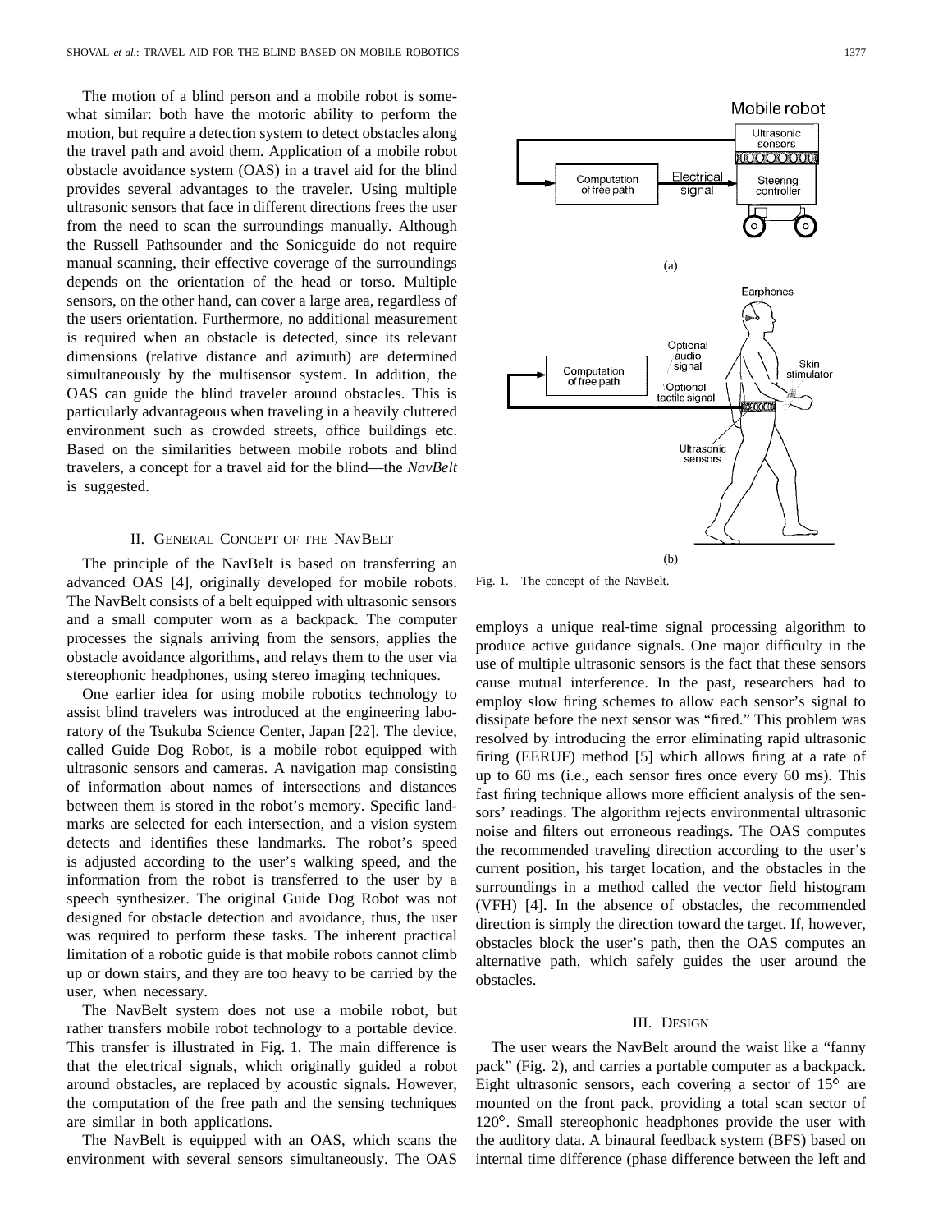The motion of a blind person and a mobile robot is somewhat similar: both have the motoric ability to perform the motion, but require a detection system to detect obstacles along the travel path and avoid them. Application of a mobile robot obstacle avoidance system (OAS) in a travel aid for the blind provides several advantages to the traveler. Using multiple ultrasonic sensors that face in different directions frees the user from the need to scan the surroundings manually. Although the Russell Pathsounder and the Sonicguide do not require manual scanning, their effective coverage of the surroundings depends on the orientation of the head or torso. Multiple sensors, on the other hand, can cover a large area, regardless of the users orientation. Furthermore, no additional measurement is required when an obstacle is detected, since its relevant dimensions (relative distance and azimuth) are determined simultaneously by the multisensor system. In addition, the OAS can guide the blind traveler around obstacles. This is particularly advantageous when traveling in a heavily cluttered environment such as crowded streets, office buildings etc. Based on the similarities between mobile robots and blind travelers, a concept for a travel aid for the blind—the *NavBelt* is suggested.

## II. General Concept of the NavBelt

The principle of the NavBelt is based on transferring an advanced OAS [4], originally developed for mobile robots. The NavBelt consists of a belt equipped with ultrasonic sensors and a small computer worn as a backpack. The computer processes the signals arriving from the sensors, applies the obstacle avoidance algorithms, and relays them to the user via stereophonic headphones, using stereo imaging techniques.

One earlier idea for using mobile robotics technology to assist blind travelers was introduced at the engineering laboratory of the Tsukuba Science Center, Japan [22]. The device, called Guide Dog Robot, is a mobile robot equipped with ultrasonic sensors and cameras. A navigation map consisting of information about names of intersections and distances between them is stored in the robot's memory. Specific landmarks are selected for each intersection, and a vision system detects and identifies these landmarks. The robot's speed is adjusted according to the user's walking speed, and the information from the robot is transferred to the user by a speech synthesizer. The original Guide Dog Robot was not designed for obstacle detection and avoidance, thus, the user was required to perform these tasks. The inherent practical limitation of a robotic guide is that mobile robots cannot climb up or down stairs, and they are too heavy to be carried by the user, when necessary.

The NavBelt system does not use a mobile robot, but rather transfers mobile robot technology to a portable device. This transfer is illustrated in Fig. 1. The main difference is that the electrical signals, which originally guided a robot around obstacles, are replaced by acoustic signals. However, the computation of the free path and the sensing techniques are similar in both applications.

The NavBelt is equipped with an OAS, which scans the environment with several sensors simultaneously. The OAS employs a unique real-time signal processing algorithm to produce active guidance signals. One major difficulty in the use of multiple ultrasonic sensors is the fact that these sensors cause mutual interference. In the past, researchers had to employ slow firing schemes to allow each sensor's signal to dissipate before the next sensor was "fired." This problem was resolved by introducing the error eliminating rapid ultrasonic firing (EERUF) method [5] which allows firing at a rate of up to 60 ms (i.e., each sensor fires once every 60 ms). This fast firing technique allows more efficient analysis of the sensors' readings. The algorithm rejects environmental ultrasonic noise and filters out erroneous readings. The OAS computes the recommended traveling direction according to the user's current position, his target location, and the obstacles in the surroundings in a method called the vector field histogram (VFH) [4]. In the absence of obstacles, the recommended direction is simply the direction toward the target. If, however, obstacles block the user's path, then the OAS computes an alternative path, which safely guides the user around the obstacles.

Mobile robot

Ultrasonic sensors

Computation of free path

Electrical signal

Steering controller

(a)

Earphones

Optional audio signal

Skin stimulator

Computation of free path

Optional tactile signal

Ultrasonic sensors

(b)

Fig. 1. The concept of the NavBelt.

## III. Design

The user wears the NavBelt around the waist like a "fanny pack" (Fig. 2), and carries a portable computer as a backpack. Eight ultrasonic sensors, each covering a sector of 15° are mounted on the front pack, providing a total scan sector of 120°. Small stereophonic headphones provide the user with the auditory data. A binaural feedback system (BFS) based on internal time difference (phase difference between the left and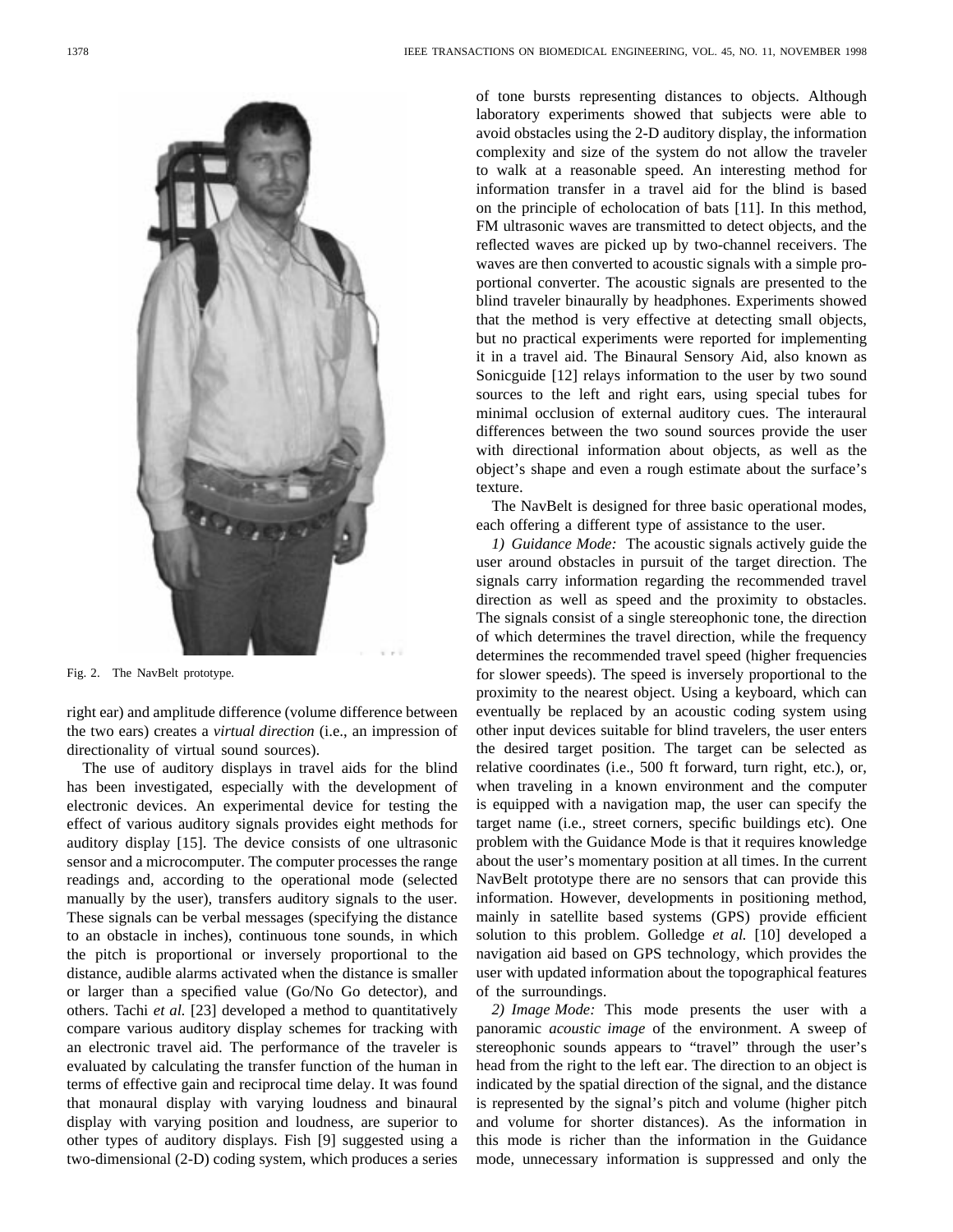Fig. 2. The NavBelt prototype.

right ear) and amplitude difference (volume difference between the two ears) creates a *virtual direction* (i.e., an impression of directionality of virtual sound sources).

The use of auditory displays in travel aids for the blind has been investigated, especially with the development of electronic devices. An experimental device for testing the effect of various auditory signals provides eight methods for auditory display [15]. The device consists of one ultrasonic sensor and a microcomputer. The computer processes the range readings and, according to the operational mode (selected manually by the user), transfers auditory signals to the user. These signals can be verbal messages (specifying the distance to an obstacle in inches), continuous tone sounds, in which the pitch is proportional or inversely proportional to the distance, audible alarms activated when the distance is smaller or larger than a specified value (Go/No Go detector), and others. Tachi *et al.* [23] developed a method to quantitatively compare various auditory display schemes for tracking with an electronic travel aid. The performance of the traveler is evaluated by calculating the transfer function of the human in terms of effective gain and reciprocal time delay. It was found that monaural display with varying loudness and binaural display with varying position and loudness, are superior to other types of auditory displays. Fish [9] suggested using a two-dimensional (2-D) coding system, which produces a series of tone bursts representing distances to objects. Although laboratory experiments showed that subjects were able to avoid obstacles using the 2-D auditory display, the information complexity and size of the system do not allow the traveler to walk at a reasonable speed. An interesting method for information transfer in a travel aid for the blind is based on the principle of echolocation of bats [11]. In this method, FM ultrasonic waves are transmitted to detect objects, and the reflected waves are picked up by two-channel receivers. The waves are then converted to acoustic signals with a simple proportional converter. The acoustic signals are presented to the blind traveler binaurally by headphones. Experiments showed that the method is very effective at detecting small objects, but no practical experiments were reported for implementing it in a travel aid. The Binaural Sensory Aid, also known as Sonicguide [12] relays information to the user by two sound sources to the left and right ears, using special tubes for minimal occlusion of external auditory cues. The interaural differences between the two sound sources provide the user with directional information about objects, as well as the object's shape and even a rough estimate about the surface's texture.

The NavBelt is designed for three basic operational modes, each offering a different type of assistance to the user.

*1) Guidance Mode:* The acoustic signals actively guide the user around obstacles in pursuit of the target direction. The signals carry information regarding the recommended travel direction as well as speed and the proximity to obstacles. The signals consist of a single stereophonic tone, the direction of which determines the travel direction, while the frequency determines the recommended travel speed (higher frequencies for slower speeds). The speed is inversely proportional to the proximity to the nearest object. Using a keyboard, which can eventually be replaced by an acoustic coding system using other input devices suitable for blind travelers, the user enters the desired target position. The target can be selected as relative coordinates (i.e., 500 ft forward, turn right, etc.), or, when traveling in a known environment and the computer is equipped with a navigation map, the user can specify the target name (i.e., street corners, specific buildings etc). One problem with the Guidance Mode is that it requires knowledge about the user's momentary position at all times. In the current NavBelt prototype there are no sensors that can provide this information. However, developments in positioning method, mainly in satellite based systems (GPS) provide efficient solution to this problem. Golledge *et al.* [10] developed a navigation aid based on GPS technology, which provides the user with updated information about the topographical features of the surroundings.

*2) Image Mode:* This mode presents the user with a panoramic *acoustic image* of the environment. A sweep of stereophonic sounds appears to "travel" through the user's head from the right to the left ear. The direction to an object is indicated by the spatial direction of the signal, and the distance is represented by the signal's pitch and volume (higher pitch and volume for shorter distances). As the information in this mode is richer than the information in the Guidance mode, unnecessary information is suppressed and only the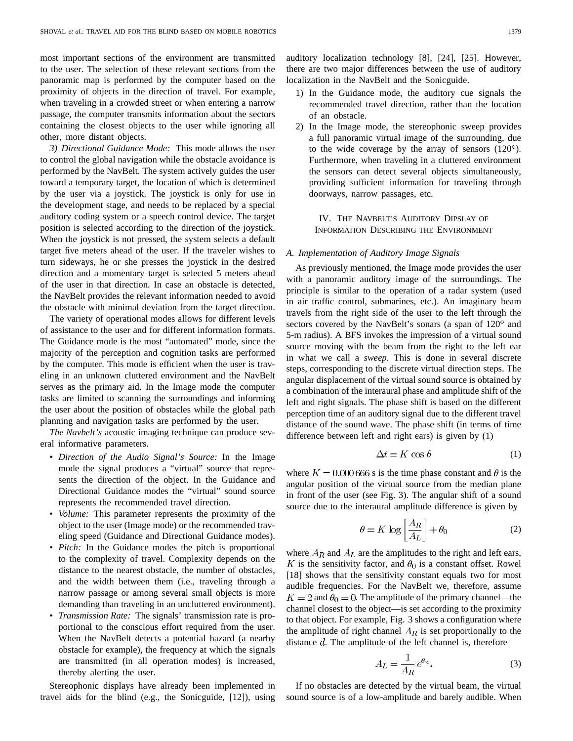most important sections of the environment are transmitted to the user. The selection of these relevant sections from the panoramic map is performed by the computer based on the proximity of objects in the direction of travel. For example, when traveling in a crowded street or when entering a narrow passage, the computer transmits information about the sectors containing the closest objects to the user while ignoring all other, more distant objects.

*3) Directional Guidance Mode:* This mode allows the user to control the global navigation while the obstacle avoidance is performed by the NavBelt. The system actively guides the user toward a temporary target, the location of which is determined by the user via a joystick. The joystick is only for use in the development stage, and needs to be replaced by a special auditory coding system or a speech control device. The target position is selected according to the direction of the joystick. When the joystick is not pressed, the system selects a default target five meters ahead of the user. If the traveler wishes to turn sideways, he or she presses the joystick in the desired direction and a momentary target is selected 5 meters ahead of the user in that direction. In case an obstacle is detected, the NavBelt provides the relevant information needed to avoid the obstacle with minimal deviation from the target direction.

The variety of operational modes allows for different levels of assistance to the user and for different information formats. The Guidance mode is the most "automated" mode, since the majority of the perception and cognition tasks are performed by the computer. This mode is efficient when the user is traveling in an unknown cluttered environment and the NavBelt serves as the primary aid. In the Image mode the computer tasks are limited to scanning the surroundings and informing the user about the position of obstacles while the global path planning and navigation tasks are performed by the user.

*The Navbelt's* acoustic imaging technique can produce several informative parameters.

- *Direction of the Audio Signal's Source:* In the Image mode the signal produces a "virtual" source that represents the direction of the object. In the Guidance and Directional Guidance modes the "virtual" sound source represents the recommended travel direction.
- *Volume:* This parameter represents the proximity of the object to the user (Image mode) or the recommended traveling speed (Guidance and Directional Guidance modes).
- *Pitch:* In the Guidance modes the pitch is proportional to the complexity of travel. Complexity depends on the distance to the nearest obstacle, the number of obstacles, and the width between them (i.e., traveling through a narrow passage or among several small objects is more demanding than traveling in an uncluttered environment).
- *Transmission Rate:* The signals' transmission rate is proportional to the conscious effort required from the user. When the NavBelt detects a potential hazard (a nearby obstacle for example), the frequency at which the signals are transmitted (in all operation modes) is increased, thereby alerting the user.

Stereophonic displays have already been implemented in travel aids for the blind (e.g., the Sonicguide, [12]), using auditory localization technology [8], [24], [25]. However, there are two major differences between the use of auditory localization in the NavBelt and the Sonicguide.

1) In the Guidance mode, the auditory cue signals the recommended travel direction, rather than the location of an obstacle.
2) In the Image mode, the stereophonic sweep provides a full panoramic virtual image of the surrounding, due to the wide coverage by the array of sensors (120°). Furthermore, when traveling in a cluttered environment the sensors can detect several objects simultaneously, providing sufficient information for traveling through doorways, narrow passages, etc.

## IV. The Navbelt's Auditory Dipslay of Information Describing the Environment

### A. Implementation of Auditory Image Signals

As previously mentioned, the Image mode provides the user with a panoramic auditory image of the surroundings. The principle is similar to the operation of a radar system (used in air traffic control, submarines, etc.). An imaginary beam travels from the right side of the user to the left through the sectors covered by the NavBelt's sonars (a span of 120° and 5-m radius). A BFS invokes the impression of a virtual sound source moving with the beam from the right to the left ear in what we call a *sweep*. This is done in several discrete steps, corresponding to the discrete virtual direction steps. The angular displacement of the virtual sound source is obtained by a combination of the interaural phase and amplitude shift of the left and right signals. The phase shift is based on the different perception time of an auditory signal due to the different travel distance of the sound wave. The phase shift (in terms of time difference between left and right ears) is given by (1)

$$\Delta t = K \cos \theta \tag{1}$$

where $K = 0.000\,666$ s is the time phase constant and $\theta$ is the angular position of the virtual source from the median plane in front of the user (see Fig. 3). The angular shift of a sound source due to the interaural amplitude difference is given by

$$\theta = K \log \left[ \frac{A_R}{A_L} \right] + \theta_0 \tag{2}$$

where $A_R$ and $A_L$ are the amplitudes to the right and left ears, $K$ is the sensitivity factor, and $\theta_0$ is a constant offset. Rowel [18] shows that the sensitivity constant equals two for most audible frequencies. For the NavBelt we, therefore, assume $K = 2$ and $\theta_0 = 0$. The amplitude of the primary channel—the channel closest to the object—is set according to the proximity to that object. For example, Fig. 3 shows a configuration where the amplitude of right channel $A_R$ is set proportionally to the distance $d$. The amplitude of the left channel is, therefore

$$A_L = \frac{1}{A_R} e^{\theta_n}. \tag{3}$$

If no obstacles are detected by the virtual beam, the virtual sound source is of a low-amplitude and barely audible. When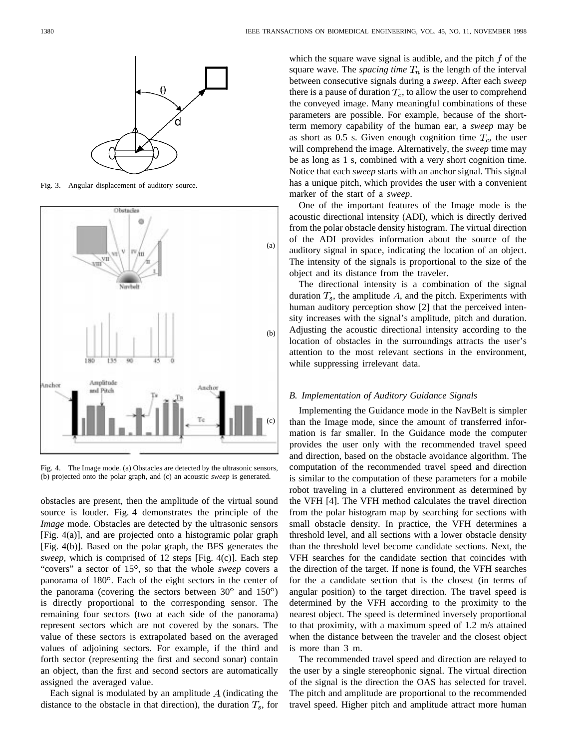Fig. 3. Angular displacement of auditory source.

Obstacles

Navbelt

VIII VII VI V IV III II I

(a)

180 135 90 45 0

(b)

Anchor

Amplitude and Pitch

Ts

Tn

Tc

Anchor

(c)

Fig. 4. The Image mode. (a) Obstacles are detected by the ultrasonic sensors, (b) projected onto the polar graph, and (c) an acoustic *sweep* is generated.

obstacles are present, then the amplitude of the virtual sound source is louder. Fig. 4 demonstrates the principle of the *Image* mode. Obstacles are detected by the ultrasonic sensors [Fig. 4(a)], and are projected onto a histogramic polar graph [Fig. 4(b)]. Based on the polar graph, the BFS generates the *sweep*, which is comprised of 12 steps [Fig. 4(c)]. Each step "covers" a sector of 15°, so that the whole *sweep* covers a panorama of 180°. Each of the eight sectors in the center of the panorama (covering the sectors between 30° and 150°) is directly proportional to the corresponding sensor. The remaining four sectors (two at each side of the panorama) represent sectors which are not covered by the sonars. The value of these sectors is extrapolated based on the averaged values of adjoining sectors. For example, if the third and forth sector (representing the first and second sonar) contain an object, than the first and second sectors are automatically assigned the averaged value.

Each signal is modulated by an amplitude $A$ (indicating the distance to the obstacle in that direction), the duration $T_s$, for which the square wave signal is audible, and the pitch $f$ of the square wave. The *spacing time* $T_n$ is the length of the interval between consecutive signals during a *sweep*. After each *sweep* there is a pause of duration $T_c$, to allow the user to comprehend the conveyed image. Many meaningful combinations of these parameters are possible. For example, because of the short-term memory capability of the human ear, a *sweep* may be as short as 0.5 s. Given enough cognition time $T_c$, the user will comprehend the image. Alternatively, the *sweep* time may be as long as 1 s, combined with a very short cognition time. Notice that each *sweep* starts with an anchor signal. This signal has a unique pitch, which provides the user with a convenient marker of the start of a *sweep*.

One of the important features of the Image mode is the acoustic directional intensity (ADI), which is directly derived from the polar obstacle density histogram. The virtual direction of the ADI provides information about the source of the auditory signal in space, indicating the location of an object. The intensity of the signals is proportional to the size of the object and its distance from the traveler.

The directional intensity is a combination of the signal duration $T_s$, the amplitude $A$, and the pitch. Experiments with human auditory perception show [2] that the perceived intensity increases with the signal's amplitude, pitch and duration. Adjusting the acoustic directional intensity according to the location of obstacles in the surroundings attracts the user's attention to the most relevant sections in the environment, while suppressing irrelevant data.

### *B. Implementation of Auditory Guidance Signals*

Implementing the Guidance mode in the NavBelt is simpler than the Image mode, since the amount of transferred information is far smaller. In the Guidance mode the computer provides the user only with the recommended travel speed and direction, based on the obstacle avoidance algorithm. The computation of the recommended travel speed and direction is similar to the computation of these parameters for a mobile robot traveling in a cluttered environment as determined by the VFH [4]. The VFH method calculates the travel direction from the polar histogram map by searching for sections with small obstacle density. In practice, the VFH determines a threshold level, and all sections with a lower obstacle density than the threshold level become candidate sections. Next, the VFH searches for the candidate section that coincides with the direction of the target. If none is found, the VFH searches for the a candidate section that is the closest (in terms of angular position) to the target direction. The travel speed is determined by the VFH according to the proximity to the nearest object. The speed is determined inversely proportional to that proximity, with a maximum speed of 1.2 m/s attained when the distance between the traveler and the closest object is more than 3 m.

The recommended travel speed and direction are relayed to the user by a single stereophonic signal. The virtual direction of the signal is the direction the OAS has selected for travel. The pitch and amplitude are proportional to the recommended travel speed. Higher pitch and amplitude attract more human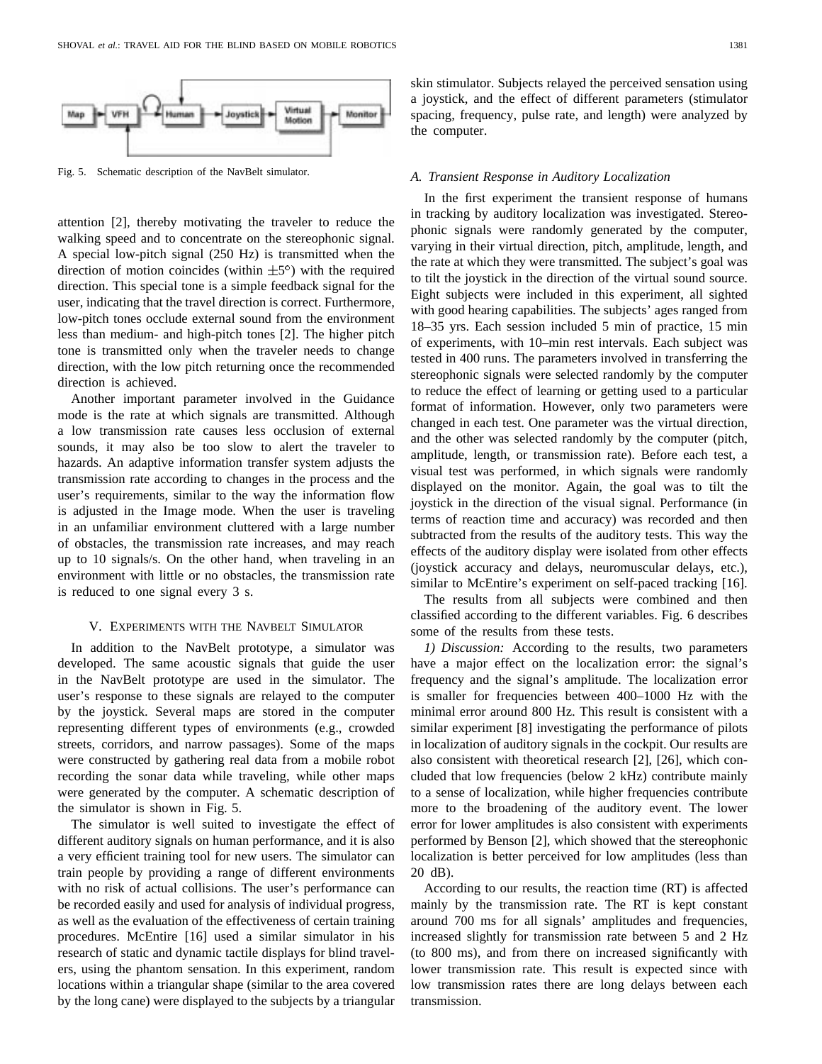Fig. 5. Schematic description of the NavBelt simulator.

attention [2], thereby motivating the traveler to reduce the walking speed and to concentrate on the stereophonic signal. A special low-pitch signal (250 Hz) is transmitted when the direction of motion coincides (within $\pm 5°$) with the required direction. This special tone is a simple feedback signal for the user, indicating that the travel direction is correct. Furthermore, low-pitch tones occlude external sound from the environment less than medium- and high-pitch tones [2]. The higher pitch tone is transmitted only when the traveler needs to change direction, with the low pitch returning once the recommended direction is achieved.

Another important parameter involved in the Guidance mode is the rate at which signals are transmitted. Although a low transmission rate causes less occlusion of external sounds, it may also be too slow to alert the traveler to hazards. An adaptive information transfer system adjusts the transmission rate according to changes in the process and the user's requirements, similar to the way the information flow is adjusted in the Image mode. When the user is traveling in an unfamiliar environment cluttered with a large number of obstacles, the transmission rate increases, and may reach up to 10 signals/s. On the other hand, when traveling in an environment with little or no obstacles, the transmission rate is reduced to one signal every 3 s.

## V. Experiments with the Navbelt Simulator

In addition to the NavBelt prototype, a simulator was developed. The same acoustic signals that guide the user in the NavBelt prototype are used in the simulator. The user's response to these signals are relayed to the computer by the joystick. Several maps are stored in the computer representing different types of environments (e.g., crowded streets, corridors, and narrow passages). Some of the maps were constructed by gathering real data from a mobile robot recording the sonar data while traveling, while other maps were generated by the computer. A schematic description of the simulator is shown in Fig. 5.

The simulator is well suited to investigate the effect of different auditory signals on human performance, and it is also a very efficient training tool for new users. The simulator can train people by providing a range of different environments with no risk of actual collisions. The user's performance can be recorded easily and used for analysis of individual progress, as well as the evaluation of the effectiveness of certain training procedures. McEntire [16] used a similar simulator in his research of static and dynamic tactile displays for blind travelers, using the phantom sensation. In this experiment, random locations within a triangular shape (similar to the area covered by the long cane) were displayed to the subjects by a triangular skin stimulator. Subjects relayed the perceived sensation using a joystick, and the effect of different parameters (stimulator spacing, frequency, pulse rate, and length) were analyzed by the computer.

### A. Transient Response in Auditory Localization

In the first experiment the transient response of humans in tracking by auditory localization was investigated. Stereophonic signals were randomly generated by the computer, varying in their virtual direction, pitch, amplitude, length, and the rate at which they were transmitted. The subject's goal was to tilt the joystick in the direction of the virtual sound source. Eight subjects were included in this experiment, all sighted with good hearing capabilities. The subjects' ages ranged from 18–35 yrs. Each session included 5 min of practice, 15 min of experiments, with 10–min rest intervals. Each subject was tested in 400 runs. The parameters involved in transferring the stereophonic signals were selected randomly by the computer to reduce the effect of learning or getting used to a particular format of information. However, only two parameters were changed in each test. One parameter was the virtual direction, and the other was selected randomly by the computer (pitch, amplitude, length, or transmission rate). Before each test, a visual test was performed, in which signals were randomly displayed on the monitor. Again, the goal was to tilt the joystick in the direction of the visual signal. Performance (in terms of reaction time and accuracy) was recorded and then subtracted from the results of the auditory tests. This way the effects of the auditory display were isolated from other effects (joystick accuracy and delays, neuromuscular delays, etc.), similar to McEntire's experiment on self-paced tracking [16].

The results from all subjects were combined and then classified according to the different variables. Fig. 6 describes some of the results from these tests.

*1) Discussion:* According to the results, two parameters have a major effect on the localization error: the signal's frequency and the signal's amplitude. The localization error is smaller for frequencies between 400–1000 Hz with the minimal error around 800 Hz. This result is consistent with a similar experiment [8] investigating the performance of pilots in localization of auditory signals in the cockpit. Our results are also consistent with theoretical research [2], [26], which concluded that low frequencies (below 2 kHz) contribute mainly to a sense of localization, while higher frequencies contribute more to the broadening of the auditory event. The lower error for lower amplitudes is also consistent with experiments performed by Benson [2], which showed that the stereophonic localization is better perceived for low amplitudes (less than 20 dB).

According to our results, the reaction time (RT) is affected mainly by the transmission rate. The RT is kept constant around 700 ms for all signals' amplitudes and frequencies, increased slightly for transmission rate between 5 and 2 Hz (to 800 ms), and from there on increased significantly with lower transmission rate. This result is expected since with low transmission rates there are long delays between each transmission.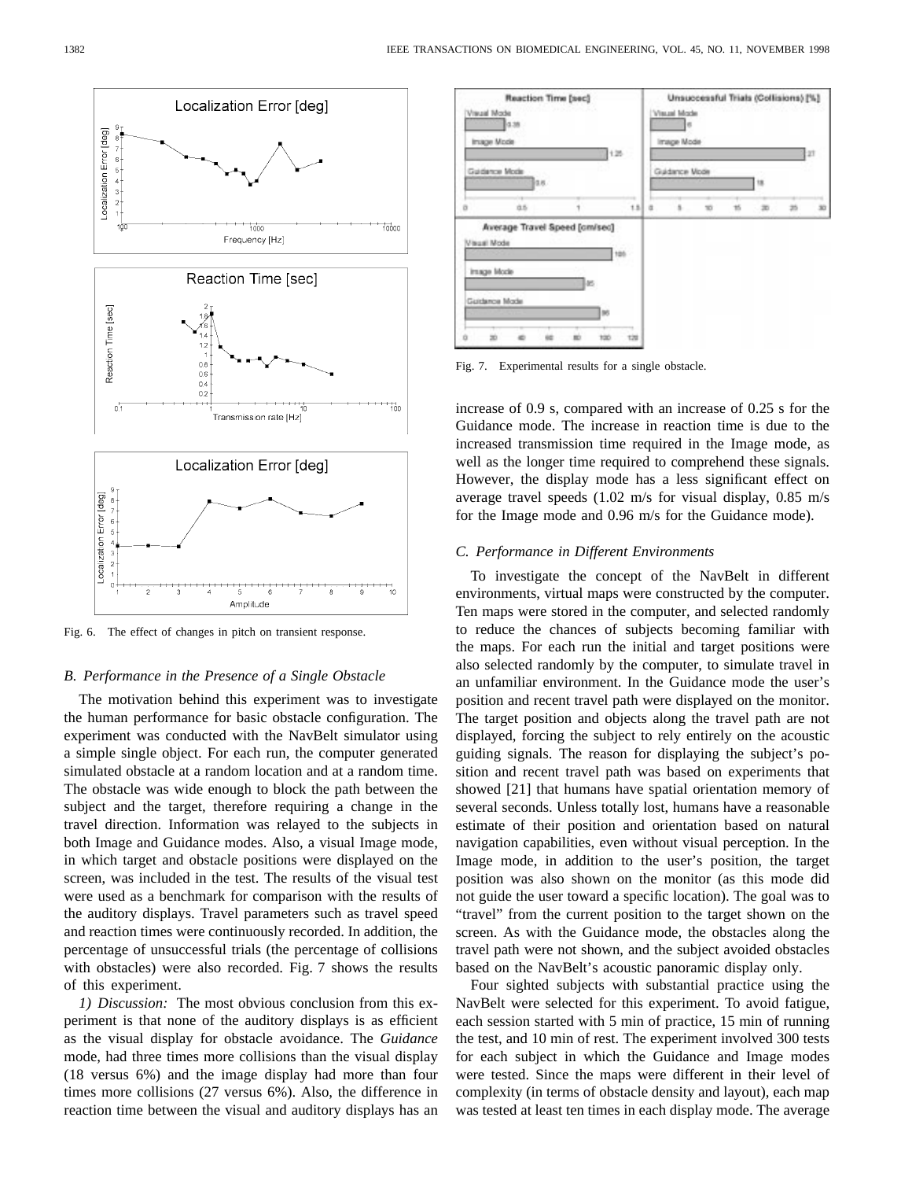Fig. 6. The effect of changes in pitch on transient response.

Fig. 7. Experimental results for a single obstacle.

### B. Performance in the Presence of a Single Obstacle

The motivation behind this experiment was to investigate the human performance for basic obstacle configuration. The experiment was conducted with the NavBelt simulator using a simple single object. For each run, the computer generated simulated obstacle at a random location and at a random time. The obstacle was wide enough to block the path between the subject and the target, therefore requiring a change in the travel direction. Information was relayed to the subjects in both Image and Guidance modes. Also, a visual Image mode, in which target and obstacle positions were displayed on the screen, was included in the test. The results of the visual test were used as a benchmark for comparison with the results of the auditory displays. Travel parameters such as travel speed and reaction times were continuously recorded. In addition, the percentage of unsuccessful trials (the percentage of collisions with obstacles) were also recorded. Fig. 7 shows the results of this experiment.

*1) Discussion:* The most obvious conclusion from this experiment is that none of the auditory displays is as efficient as the visual display for obstacle avoidance. The *Guidance* mode, had three times more collisions than the visual display (18 versus 6%) and the image display had more than four times more collisions (27 versus 6%). Also, the difference in reaction time between the visual and auditory displays has an increase of 0.9 s, compared with an increase of 0.25 s for the Guidance mode. The increase in reaction time is due to the increased transmission time required in the Image mode, as well as the longer time required to comprehend these signals. However, the display mode has a less significant effect on average travel speeds (1.02 m/s for visual display, 0.85 m/s for the Image mode and 0.96 m/s for the Guidance mode).

### C. Performance in Different Environments

To investigate the concept of the NavBelt in different environments, virtual maps were constructed by the computer. Ten maps were stored in the computer, and selected randomly to reduce the chances of subjects becoming familiar with the maps. For each run the initial and target positions were also selected randomly by the computer, to simulate travel in an unfamiliar environment. In the Guidance mode the user's position and recent travel path were displayed on the monitor. The target position and objects along the travel path are not displayed, forcing the subject to rely entirely on the acoustic guiding signals. The reason for displaying the subject's position and recent travel path was based on experiments that showed [21] that humans have spatial orientation memory of several seconds. Unless totally lost, humans have a reasonable estimate of their position and orientation based on natural navigation capabilities, even without visual perception. In the Image mode, in addition to the user's position, the target position was also shown on the monitor (as this mode did not guide the user toward a specific location). The goal was to "travel" from the current position to the target shown on the screen. As with the Guidance mode, the obstacles along the travel path were not shown, and the subject avoided obstacles based on the NavBelt's acoustic panoramic display only.

Four sighted subjects with substantial practice using the NavBelt were selected for this experiment. To avoid fatigue, each session started with 5 min of practice, 15 min of running the test, and 10 min of rest. The experiment involved 300 tests for each subject in which the Guidance and Image modes were tested. Since the maps were different in their level of complexity (in terms of obstacle density and layout), each map was tested at least ten times in each display mode. The average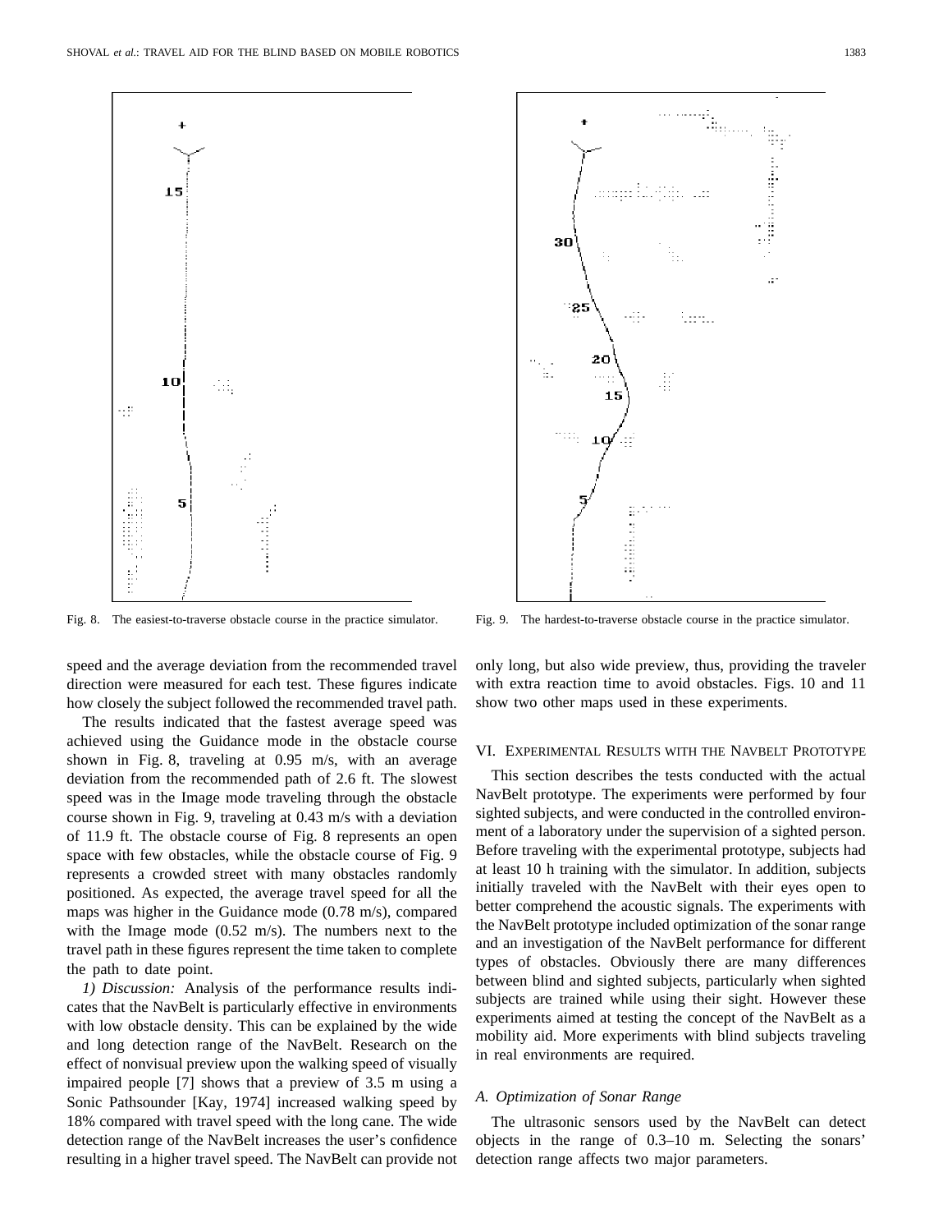Fig. 8. The easiest-to-traverse obstacle course in the practice simulator.

Fig. 9. The hardest-to-traverse obstacle course in the practice simulator.

speed and the average deviation from the recommended travel direction were measured for each test. These figures indicate how closely the subject followed the recommended travel path.

The results indicated that the fastest average speed was achieved using the Guidance mode in the obstacle course shown in Fig. 8, traveling at 0.95 m/s, with an average deviation from the recommended path of 2.6 ft. The slowest speed was in the Image mode traveling through the obstacle course shown in Fig. 9, traveling at 0.43 m/s with a deviation of 11.9 ft. The obstacle course of Fig. 8 represents an open space with few obstacles, while the obstacle course of Fig. 9 represents a crowded street with many obstacles randomly positioned. As expected, the average travel speed for all the maps was higher in the Guidance mode (0.78 m/s), compared with the Image mode (0.52 m/s). The numbers next to the travel path in these figures represent the time taken to complete the path to date point.

*1) Discussion:* Analysis of the performance results indicates that the NavBelt is particularly effective in environments with low obstacle density. This can be explained by the wide and long detection range of the NavBelt. Research on the effect of nonvisual preview upon the walking speed of visually impaired people [7] shows that a preview of 3.5 m using a Sonic Pathsounder [Kay, 1974] increased walking speed by 18% compared with travel speed with the long cane. The wide detection range of the NavBelt increases the user's confidence resulting in a higher travel speed. The NavBelt can provide not only long, but also wide preview, thus, providing the traveler with extra reaction time to avoid obstacles. Figs. 10 and 11 show two other maps used in these experiments.

## VI. Experimental Results with the Navbelt Prototype

This section describes the tests conducted with the actual NavBelt prototype. The experiments were performed by four sighted subjects, and were conducted in the controlled environment of a laboratory under the supervision of a sighted person. Before traveling with the experimental prototype, subjects had at least 10 h training with the simulator. In addition, subjects initially traveled with the NavBelt with their eyes open to better comprehend the acoustic signals. The experiments with the NavBelt prototype included optimization of the sonar range and an investigation of the NavBelt performance for different types of obstacles. Obviously there are many differences between blind and sighted subjects, particularly when sighted subjects are trained while using their sight. However these experiments aimed at testing the concept of the NavBelt as a mobility aid. More experiments with blind subjects traveling in real environments are required.

### *A. Optimization of Sonar Range*

The ultrasonic sensors used by the NavBelt can detect objects in the range of 0.3–10 m. Selecting the sonars' detection range affects two major parameters.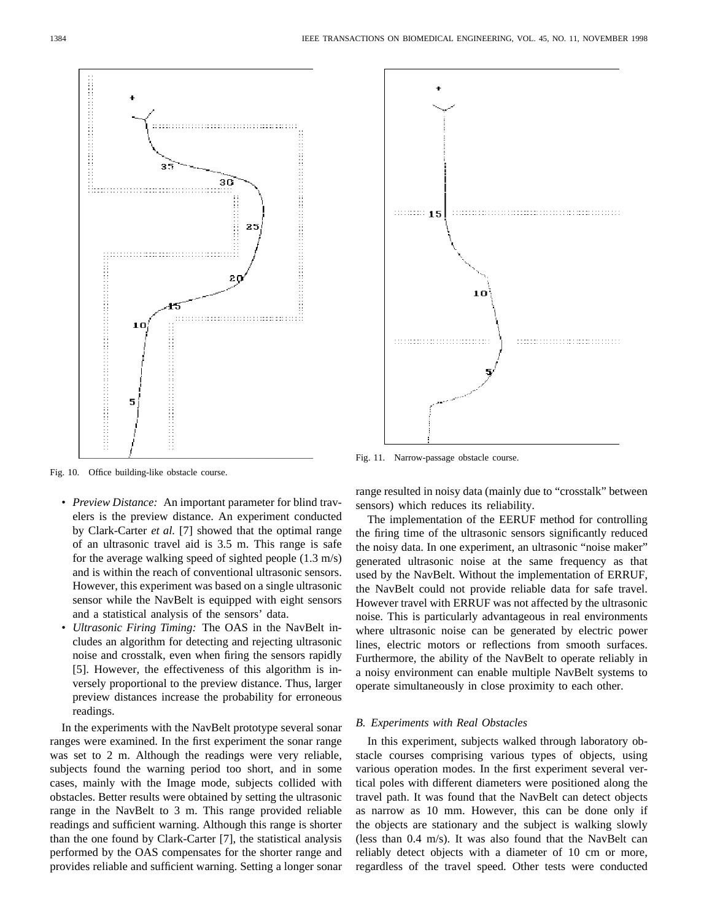35

30

25

20

15

10

5

Fig. 10. Office building-like obstacle course.

15

10

5

Fig. 11. Narrow-passage obstacle course.

- *Preview Distance:* An important parameter for blind travelers is the preview distance. An experiment conducted by Clark-Carter *et al.* [7] showed that the optimal range of an ultrasonic travel aid is 3.5 m. This range is safe for the average walking speed of sighted people (1.3 m/s) and is within the reach of conventional ultrasonic sensors. However, this experiment was based on a single ultrasonic sensor while the NavBelt is equipped with eight sensors and a statistical analysis of the sensors' data.
- *Ultrasonic Firing Timing:* The OAS in the NavBelt includes an algorithm for detecting and rejecting ultrasonic noise and crosstalk, even when firing the sensors rapidly [5]. However, the effectiveness of this algorithm is inversely proportional to the preview distance. Thus, larger preview distances increase the probability for erroneous readings.

In the experiments with the NavBelt prototype several sonar ranges were examined. In the first experiment the sonar range was set to 2 m. Although the readings were very reliable, subjects found the warning period too short, and in some cases, mainly with the Image mode, subjects collided with obstacles. Better results were obtained by setting the ultrasonic range in the NavBelt to 3 m. This range provided reliable readings and sufficient warning. Although this range is shorter than the one found by Clark-Carter [7], the statistical analysis performed by the OAS compensates for the shorter range and provides reliable and sufficient warning. Setting a longer sonar range resulted in noisy data (mainly due to "crosstalk" between sensors) which reduces its reliability.

The implementation of the EERUF method for controlling the firing time of the ultrasonic sensors significantly reduced the noisy data. In one experiment, an ultrasonic "noise maker" generated ultrasonic noise at the same frequency as that used by the NavBelt. Without the implementation of ERRUF, the NavBelt could not provide reliable data for safe travel. However travel with ERRUF was not affected by the ultrasonic noise. This is particularly advantageous in real environments where ultrasonic noise can be generated by electric power lines, electric motors or reflections from smooth surfaces. Furthermore, the ability of the NavBelt to operate reliably in a noisy environment can enable multiple NavBelt systems to operate simultaneously in close proximity to each other.

### B. Experiments with Real Obstacles

In this experiment, subjects walked through laboratory obstacle courses comprising various types of objects, using various operation modes. In the first experiment several vertical poles with different diameters were positioned along the travel path. It was found that the NavBelt can detect objects as narrow as 10 mm. However, this can be done only if the objects are stationary and the subject is walking slowly (less than 0.4 m/s). It was also found that the NavBelt can reliably detect objects with a diameter of 10 cm or more, regardless of the travel speed. Other tests were conducted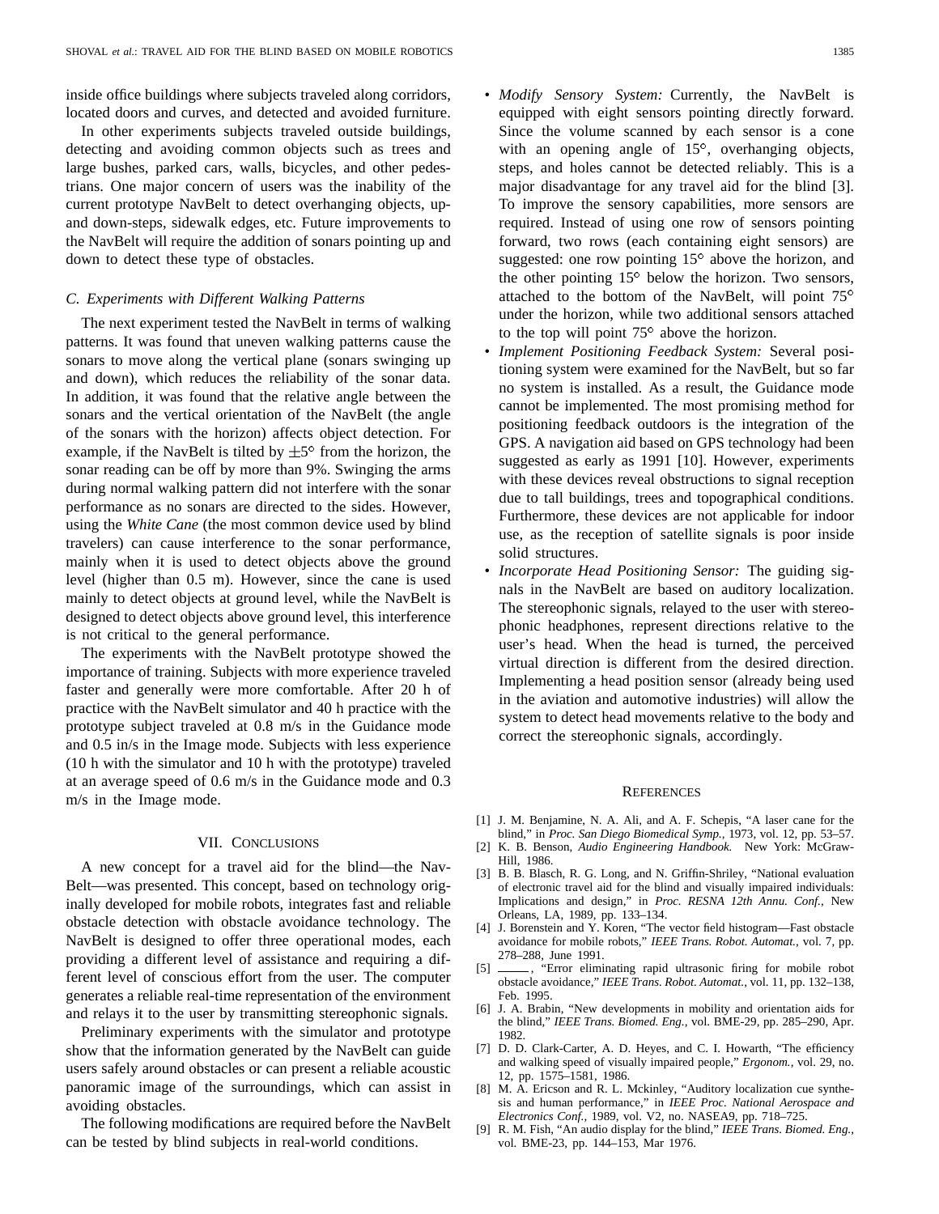inside office buildings where subjects traveled along corridors, located doors and curves, and detected and avoided furniture.

In other experiments subjects traveled outside buildings, detecting and avoiding common objects such as trees and large bushes, parked cars, walls, bicycles, and other pedestrians. One major concern of users was the inability of the current prototype NavBelt to detect overhanging objects, up- and down-steps, sidewalk edges, etc. Future improvements to the NavBelt will require the addition of sonars pointing up and down to detect these type of obstacles.

### *C. Experiments with Different Walking Patterns*

The next experiment tested the NavBelt in terms of walking patterns. It was found that uneven walking patterns cause the sonars to move along the vertical plane (sonars swinging up and down), which reduces the reliability of the sonar data. In addition, it was found that the relative angle between the sonars and the vertical orientation of the NavBelt (the angle of the sonars with the horizon) affects object detection. For example, if the NavBelt is tilted by $\pm 5°$ from the horizon, the sonar reading can be off by more than 9%. Swinging the arms during normal walking pattern did not interfere with the sonar performance as no sonars are directed to the sides. However, using the *White Cane* (the most common device used by blind travelers) can cause interference to the sonar performance, mainly when it is used to detect objects above the ground level (higher than 0.5 m). However, since the cane is used mainly to detect objects at ground level, while the NavBelt is designed to detect objects above ground level, this interference is not critical to the general performance.

The experiments with the NavBelt prototype showed the importance of training. Subjects with more experience traveled faster and generally were more comfortable. After 20 h of practice with the NavBelt simulator and 40 h practice with the prototype subject traveled at 0.8 m/s in the Guidance mode and 0.5 in/s in the Image mode. Subjects with less experience (10 h with the simulator and 10 h with the prototype) traveled at an average speed of 0.6 m/s in the Guidance mode and 0.3 m/s in the Image mode.

## VII. Conclusions

A new concept for a travel aid for the blind—the NavBelt—was presented. This concept, based on technology originally developed for mobile robots, integrates fast and reliable obstacle detection with obstacle avoidance technology. The NavBelt is designed to offer three operational modes, each providing a different level of assistance and requiring a different level of conscious effort from the user. The computer generates a reliable real-time representation of the environment and relays it to the user by transmitting stereophonic signals.

Preliminary experiments with the simulator and prototype show that the information generated by the NavBelt can guide users safely around obstacles or can present a reliable acoustic panoramic image of the surroundings, which can assist in avoiding obstacles.

The following modifications are required before the NavBelt can be tested by blind subjects in real-world conditions.

- *Modify Sensory System:* Currently, the NavBelt is equipped with eight sensors pointing directly forward. Since the volume scanned by each sensor is a cone with an opening angle of 15°, overhanging objects, steps, and holes cannot be detected reliably. This is a major disadvantage for any travel aid for the blind [3]. To improve the sensory capabilities, more sensors are required. Instead of using one row of sensors pointing forward, two rows (each containing eight sensors) are suggested: one row pointing 15° above the horizon, and the other pointing 15° below the horizon. Two sensors, attached to the bottom of the NavBelt, will point 75° under the horizon, while two additional sensors attached to the top will point 75° above the horizon.
- *Implement Positioning Feedback System:* Several positioning system were examined for the NavBelt, but so far no system is installed. As a result, the Guidance mode cannot be implemented. The most promising method for positioning feedback outdoors is the integration of the GPS. A navigation aid based on GPS technology had been suggested as early as 1991 [10]. However, experiments with these devices reveal obstructions to signal reception due to tall buildings, trees and topographical conditions. Furthermore, these devices are not applicable for indoor use, as the reception of satellite signals is poor inside solid structures.
- *Incorporate Head Positioning Sensor:* The guiding signals in the NavBelt are based on auditory localization. The stereophonic signals, relayed to the user with stereophonic headphones, represent directions relative to the user's head. When the head is turned, the perceived virtual direction is different from the desired direction. Implementing a head position sensor (already being used in the aviation and automotive industries) will allow the system to detect head movements relative to the body and correct the stereophonic signals, accordingly.

## References

[1] J. M. Benjamine, N. A. Ali, and A. F. Schepis, "A laser cane for the blind," in *Proc. San Diego Biomedical Symp.*, 1973, vol. 12, pp. 53–57.

[2] K. B. Benson, *Audio Engineering Handbook.* New York: McGraw-Hill, 1986.

[3] B. B. Blasch, R. G. Long, and N. Griffin-Shirley, "National evaluation of electronic travel aid for the blind and visually impaired individuals: Implications and design," in *Proc. RESNA 12th Annu. Conf.*, New Orleans, LA, 1989, pp. 133–134.

[4] J. Borenstein and Y. Koren, "The vector field histogram—Fast obstacle avoidance for mobile robots," *IEEE Trans. Robot. Automat.*, vol. 7, pp. 278–288, June 1991.

[5] ——, "Error eliminating rapid ultrasonic firing for mobile robot obstacle avoidance," *IEEE Trans. Robot. Automat.*, vol. 11, pp. 132–138, Feb. 1995.

[6] J. A. Brabin, "New developments in mobility and orientation aids for the blind," *IEEE Trans. Biomed. Eng.*, vol. BME-29, pp. 285–290, Apr. 1982.

[7] D. D. Clark-Carter, A. D. Heyes, and C. I. Howarth, "The efficiency and walking speed of visually impaired people," *Ergonom.*, vol. 29, no. 12, pp. 1575–1581, 1986.

[8] M. A. Ericson and R. L. Mckinley, "Auditory localization cue synthesis and human performance," in *IEEE Proc. National Aerospace and Electronics Conf.*, 1989, vol. V2, no. NASEA9, pp. 718–725.

[9] R. M. Fish, "An audio display for the blind," *IEEE Trans. Biomed. Eng.*, vol. BME-23, pp. 144–153, Mar 1976.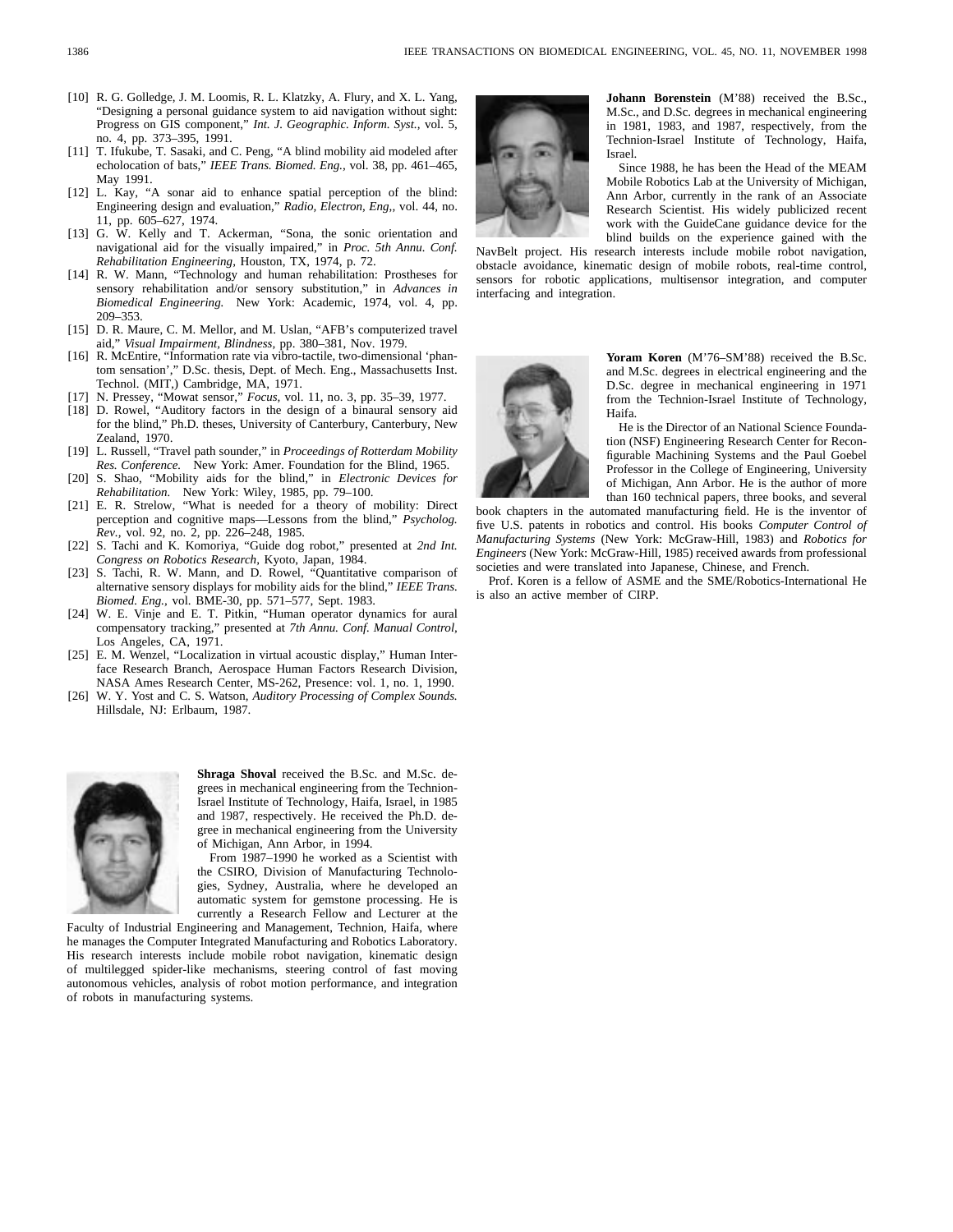[10] R. G. Golledge, J. M. Loomis, R. L. Klatzky, A. Flury, and X. L. Yang, "Designing a personal guidance system to aid navigation without sight: Progress on GIS component," *Int. J. Geographic. Inform. Syst.*, vol. 5, no. 4, pp. 373–395, 1991.

[11] T. Ifukube, T. Sasaki, and C. Peng, "A blind mobility aid modeled after echolocation of bats," *IEEE Trans. Biomed. Eng.*, vol. 38, pp. 461–465, May 1991.

[12] L. Kay, "A sonar aid to enhance spatial perception of the blind: Engineering design and evaluation," *Radio, Electron, Eng,*, vol. 44, no. 11, pp. 605–627, 1974.

[13] G. W. Kelly and T. Ackerman, "Sona, the sonic orientation and navigational aid for the visually impaired," in *Proc. 5th Annu. Conf. Rehabilitation Engineering*, Houston, TX, 1974, p. 72.

[14] R. W. Mann, "Technology and human rehabilitation: Prostheses for sensory rehabilitation and/or sensory substitution," in *Advances in Biomedical Engineering.* New York: Academic, 1974, vol. 4, pp. 209–353.

[15] D. R. Maure, C. M. Mellor, and M. Uslan, "AFB's computerized travel aid," *Visual Impairment, Blindness*, pp. 380–381, Nov. 1979.

[16] R. McEntire, "Information rate via vibro-tactile, two-dimensional 'phantom sensation'," D.Sc. thesis, Dept. of Mech. Eng., Massachusetts Inst. Technol. (MIT,) Cambridge, MA, 1971.

[17] N. Pressey, "Mowat sensor," *Focus*, vol. 11, no. 3, pp. 35–39, 1977.

[18] D. Rowel, "Auditory factors in the design of a binaural sensory aid for the blind," Ph.D. theses, University of Canterbury, Canterbury, New Zealand, 1970.

[19] L. Russell, "Travel path sounder," in *Proceedings of Rotterdam Mobility Res. Conference.* New York: Amer. Foundation for the Blind, 1965.

[20] S. Shao, "Mobility aids for the blind," in *Electronic Devices for Rehabilitation.* New York: Wiley, 1985, pp. 79–100.

[21] E. R. Strelow, "What is needed for a theory of mobility: Direct perception and cognitive maps—Lessons from the blind," *Psycholog. Rev.*, vol. 92, no. 2, pp. 226–248, 1985.

[22] S. Tachi and K. Komoriya, "Guide dog robot," presented at *2nd Int. Congress on Robotics Research*, Kyoto, Japan, 1984.

[23] S. Tachi, R. W. Mann, and D. Rowel, "Quantitative comparison of alternative sensory displays for mobility aids for the blind," *IEEE Trans. Biomed. Eng.*, vol. BME-30, pp. 571–577, Sept. 1983.

[24] W. E. Vinje and E. T. Pitkin, "Human operator dynamics for aural compensatory tracking," presented at *7th Annu. Conf. Manual Control*, Los Angeles, CA, 1971.

[25] E. M. Wenzel, "Localization in virtual acoustic display," Human Interface Research Branch, Aerospace Human Factors Research Division, NASA Ames Research Center, MS-262, Presence: vol. 1, no. 1, 1990.

[26] W. Y. Yost and C. S. Watson, *Auditory Processing of Complex Sounds.* Hillsdale, NJ: Erlbaum, 1987.

**Shraga Shoval** received the B.Sc. and M.Sc. degrees in mechanical engineering from the Technion-Israel Institute of Technology, Haifa, Israel, in 1985 and 1987, respectively. He received the Ph.D. degree in mechanical engineering from the University of Michigan, Ann Arbor, in 1994.

From 1987–1990 he worked as a Scientist with the CSIRO, Division of Manufacturing Technologies, Sydney, Australia, where he developed an automatic system for gemstone processing. He is currently a Research Fellow and Lecturer at the Faculty of Industrial Engineering and Management, Technion, Haifa, where he manages the Computer Integrated Manufacturing and Robotics Laboratory. His research interests include mobile robot navigation, kinematic design of multilegged spider-like mechanisms, steering control of fast moving autonomous vehicles, analysis of robot motion performance, and integration of robots in manufacturing systems.

**Johann Borenstein** (M'88) received the B.Sc., M.Sc., and D.Sc. degrees in mechanical engineering in 1981, 1983, and 1987, respectively, from the Technion-Israel Institute of Technology, Haifa, Israel.

Since 1988, he has been the Head of the MEAM Mobile Robotics Lab at the University of Michigan, Ann Arbor, currently in the rank of an Associate Research Scientist. His widely publicized recent work with the GuideCane guidance device for the blind builds on the experience gained with the NavBelt project. His research interests include mobile robot navigation, obstacle avoidance, kinematic design of mobile robots, real-time control, sensors for robotic applications, multisensor integration, and computer interfacing and integration.

**Yoram Koren** (M'76–SM'88) received the B.Sc. and M.Sc. degrees in electrical engineering and the D.Sc. degree in mechanical engineering in 1971 from the Technion-Israel Institute of Technology, Haifa.

He is the Director of an National Science Foundation (NSF) Engineering Research Center for Reconfigurable Machining Systems and the Paul Goebel Professor in the College of Engineering, University of Michigan, Ann Arbor. He is the author of more than 160 technical papers, three books, and several book chapters in the automated manufacturing field. He is the inventor of five U.S. patents in robotics and control. His books *Computer Control of Manufacturing Systems* (New York: McGraw-Hill, 1983) and *Robotics for Engineers* (New York: McGraw-Hill, 1985) received awards from professional societies and were translated into Japanese, Chinese, and French.

Prof. Koren is a fellow of ASME and the SME/Robotics-International He is also an active member of CIRP.